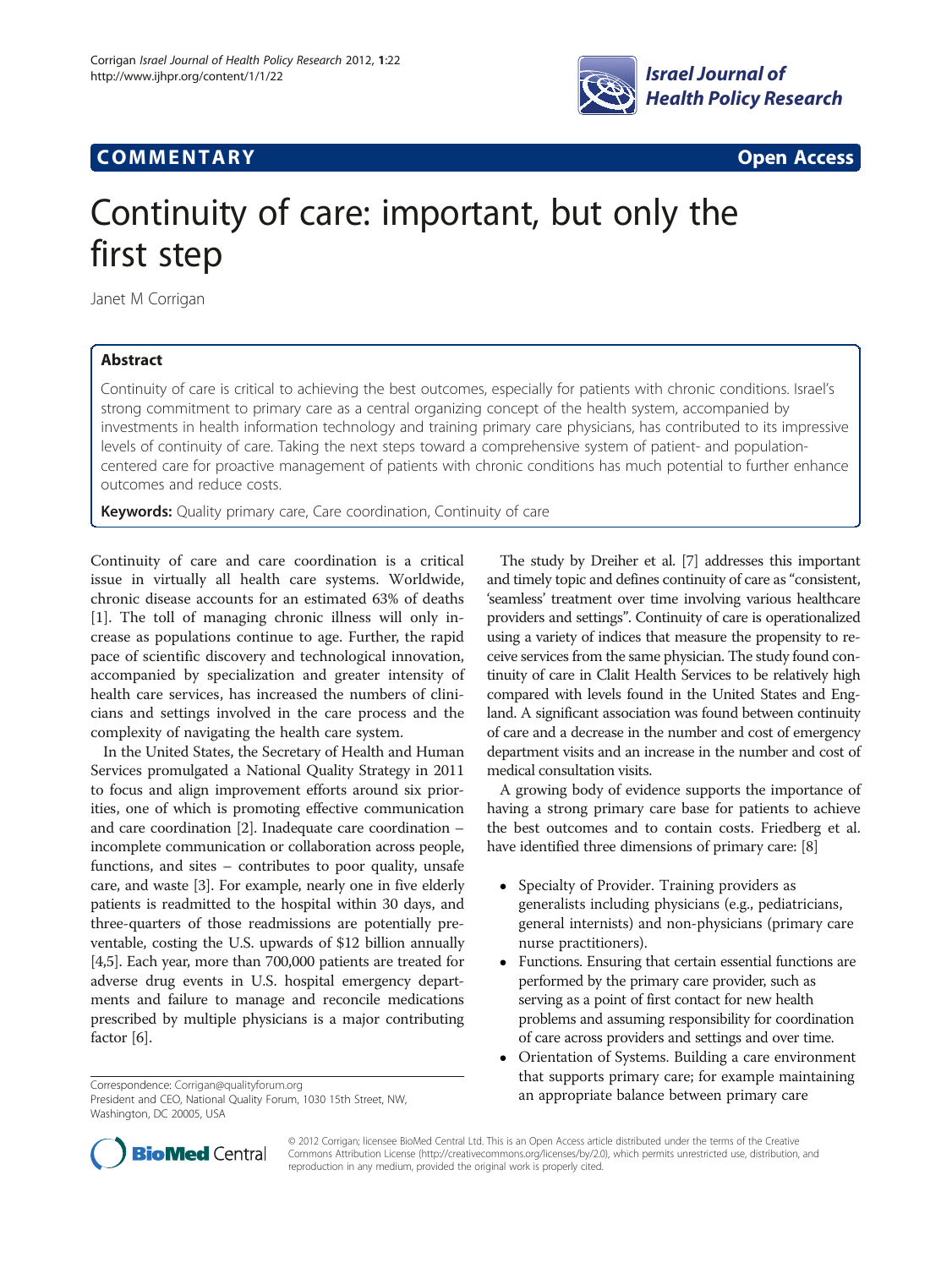**COMMENTARY** **Open Access**

# Continuity of care: important, but only the first step

Janet M Corrigan

## Abstract

Continuity of care is critical to achieving the best outcomes, especially for patients with chronic conditions. Israel's strong commitment to primary care as a central organizing concept of the health system, accompanied by investments in health information technology and training primary care physicians, has contributed to its impressive levels of continuity of care. Taking the next steps toward a comprehensive system of patient- and population-centered care for proactive management of patients with chronic conditions has much potential to further enhance outcomes and reduce costs.

**Keywords:** Quality primary care, Care coordination, Continuity of care

Continuity of care and care coordination is a critical issue in virtually all health care systems. Worldwide, chronic disease accounts for an estimated 63% of deaths [1]. The toll of managing chronic illness will only increase as populations continue to age. Further, the rapid pace of scientific discovery and technological innovation, accompanied by specialization and greater intensity of health care services, has increased the numbers of clinicians and settings involved in the care process and the complexity of navigating the health care system.

In the United States, the Secretary of Health and Human Services promulgated a National Quality Strategy in 2011 to focus and align improvement efforts around six priorities, one of which is promoting effective communication and care coordination [2]. Inadequate care coordination – incomplete communication or collaboration across people, functions, and sites – contributes to poor quality, unsafe care, and waste [3]. For example, nearly one in five elderly patients is readmitted to the hospital within 30 days, and three-quarters of those readmissions are potentially preventable, costing the U.S. upwards of $12 billion annually [4,5]. Each year, more than 700,000 patients are treated for adverse drug events in U.S. hospital emergency departments and failure to manage and reconcile medications prescribed by multiple physicians is a major contributing factor [6].

The study by Dreiher et al. [7] addresses this important and timely topic and defines continuity of care as "consistent, 'seamless' treatment over time involving various healthcare providers and settings". Continuity of care is operationalized using a variety of indices that measure the propensity to receive services from the same physician. The study found continuity of care in Clalit Health Services to be relatively high compared with levels found in the United States and England. A significant association was found between continuity of care and a decrease in the number and cost of emergency department visits and an increase in the number and cost of medical consultation visits.

A growing body of evidence supports the importance of having a strong primary care base for patients to achieve the best outcomes and to contain costs. Friedberg et al. have identified three dimensions of primary care: [8]

- Specialty of Provider. Training providers as generalists including physicians (e.g., pediatricians, general internists) and non-physicians (primary care nurse practitioners).
- Functions. Ensuring that certain essential functions are performed by the primary care provider, such as serving as a point of first contact for new health problems and assuming responsibility for coordination of care across providers and settings and over time.
- Orientation of Systems. Building a care environment that supports primary care; for example maintaining an appropriate balance between primary care

Correspondence: Corrigan@qualityforum.org
President and CEO, National Quality Forum, 1030 15th Street, NW, Washington, DC 20005, USA

© 2012 Corrigan; licensee BioMed Central Ltd. This is an Open Access article distributed under the terms of the Creative Commons Attribution License (http://creativecommons.org/licenses/by/2.0), which permits unrestricted use, distribution, and reproduction in any medium, provided the original work is properly cited.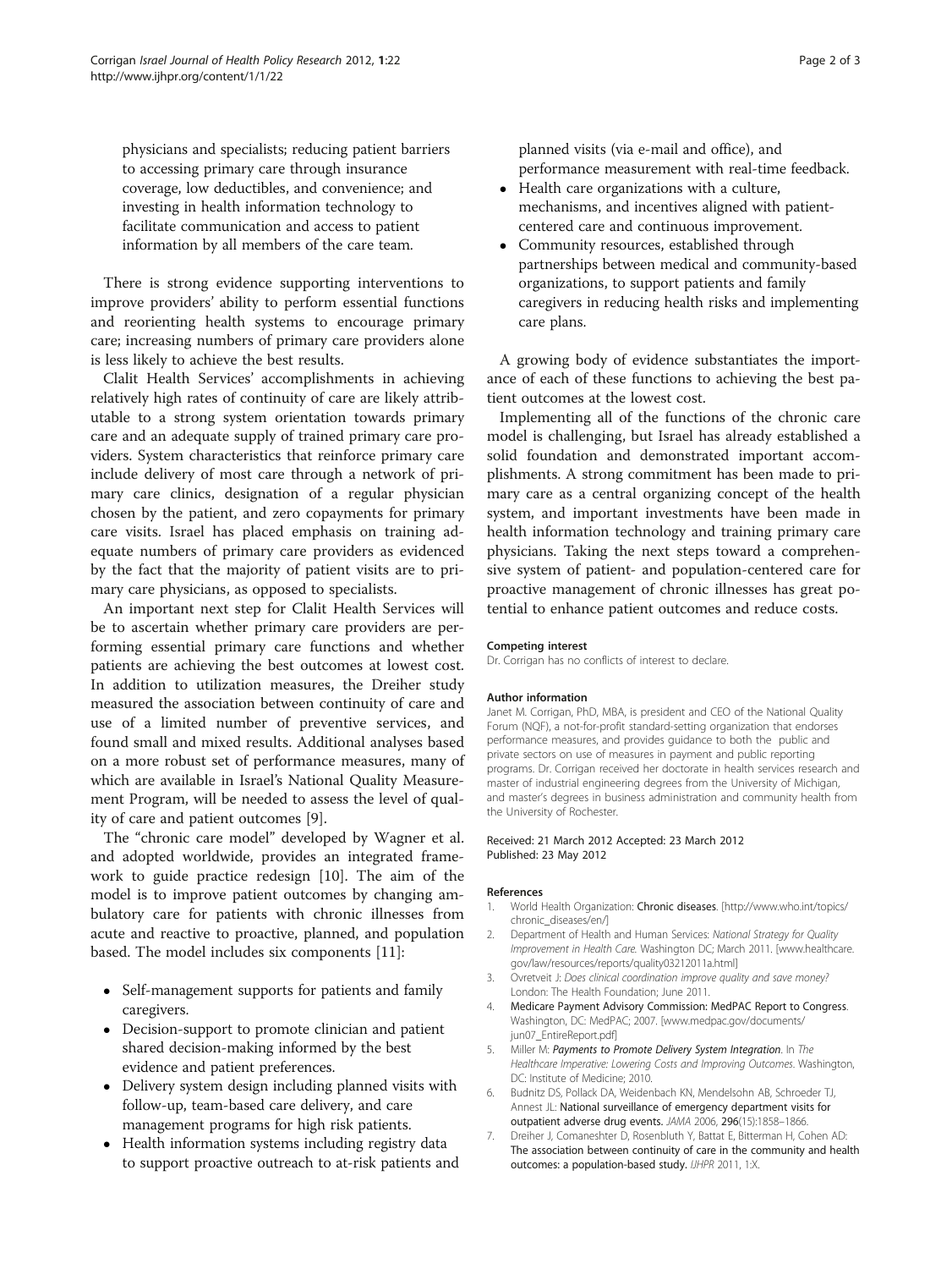physicians and specialists; reducing patient barriers to accessing primary care through insurance coverage, low deductibles, and convenience; and investing in health information technology to facilitate communication and access to patient information by all members of the care team.

There is strong evidence supporting interventions to improve providers' ability to perform essential functions and reorienting health systems to encourage primary care; increasing numbers of primary care providers alone is less likely to achieve the best results.

Clalit Health Services' accomplishments in achieving relatively high rates of continuity of care are likely attributable to a strong system orientation towards primary care and an adequate supply of trained primary care providers. System characteristics that reinforce primary care include delivery of most care through a network of primary care clinics, designation of a regular physician chosen by the patient, and zero copayments for primary care visits. Israel has placed emphasis on training adequate numbers of primary care providers as evidenced by the fact that the majority of patient visits are to primary care physicians, as opposed to specialists.

An important next step for Clalit Health Services will be to ascertain whether primary care providers are performing essential primary care functions and whether patients are achieving the best outcomes at lowest cost. In addition to utilization measures, the Dreiher study measured the association between continuity of care and use of a limited number of preventive services, and found small and mixed results. Additional analyses based on a more robust set of performance measures, many of which are available in Israel's National Quality Measurement Program, will be needed to assess the level of quality of care and patient outcomes [9].

The "chronic care model" developed by Wagner et al. and adopted worldwide, provides an integrated framework to guide practice redesign [10]. The aim of the model is to improve patient outcomes by changing ambulatory care for patients with chronic illnesses from acute and reactive to proactive, planned, and population based. The model includes six components [11]:

- Self-management supports for patients and family caregivers.
- Decision-support to promote clinician and patient shared decision-making informed by the best evidence and patient preferences.
- Delivery system design including planned visits with follow-up, team-based care delivery, and care management programs for high risk patients.
- Health information systems including registry data to support proactive outreach to at-risk patients and planned visits (via e-mail and office), and performance measurement with real-time feedback.
- Health care organizations with a culture, mechanisms, and incentives aligned with patient-centered care and continuous improvement.
- Community resources, established through partnerships between medical and community-based organizations, to support patients and family caregivers in reducing health risks and implementing care plans.

A growing body of evidence substantiates the importance of each of these functions to achieving the best patient outcomes at the lowest cost.

Implementing all of the functions of the chronic care model is challenging, but Israel has already established a solid foundation and demonstrated important accomplishments. A strong commitment has been made to primary care as a central organizing concept of the health system, and important investments have been made in health information technology and training primary care physicians. Taking the next steps toward a comprehensive system of patient- and population-centered care for proactive management of chronic illnesses has great potential to enhance patient outcomes and reduce costs.

#### Competing interest

Dr. Corrigan has no conflicts of interest to declare.

#### Author information

Janet M. Corrigan, PhD, MBA, is president and CEO of the National Quality Forum (NQF), a not-for-profit standard-setting organization that endorses performance measures, and provides guidance to both the public and private sectors on use of measures in payment and public reporting programs. Dr. Corrigan received her doctorate in health services research and master of industrial engineering degrees from the University of Michigan, and master's degrees in business administration and community health from the University of Rochester.

Received: 21 March 2012 Accepted: 23 March 2012
Published: 23 May 2012

#### References

1. World Health Organization: **Chronic diseases**. [http://www.who.int/topics/chronic_diseases/en/]
2. Department of Health and Human Services: *National Strategy for Quality Improvement in Health Care*. Washington DC; March 2011. [www.healthcare.gov/law/resources/reports/quality03212011a.html]
3. Ovretveit J: *Does clinical coordination improve quality and save money?* London: The Health Foundation; June 2011.
4. Medicare Payment Advisory Commission: **MedPAC Report to Congress**. Washington, DC: MedPAC; 2007. [www.medpac.gov/documents/jun07_EntireReport.pdf]
5. Miller M: ***Payments to Promote Delivery System Integration***. In *The Healthcare Imperative: Lowering Costs and Improving Outcomes*. Washington, DC: Institute of Medicine; 2010.
6. Budnitz DS, Pollack DA, Weidenbach KN, Mendelsohn AB, Schroeder TJ, Annest JL: **National surveillance of emergency department visits for outpatient adverse drug events.** *JAMA* 2006, **296**(15):1858–1866.
7. Dreiher J, Comaneshter D, Rosenbluth Y, Battat E, Bitterman H, Cohen AD: **The association between continuity of care in the community and health outcomes: a population-based study.** *IJHPR* 2011, 1:X.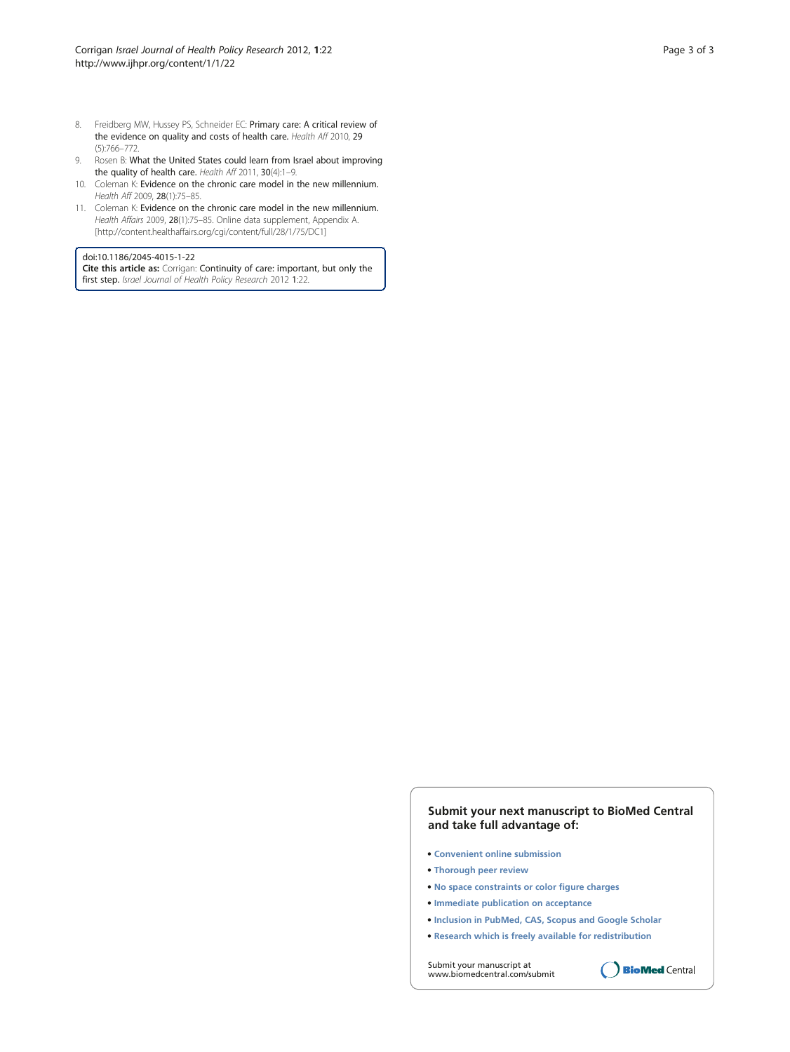8. Freidberg MW, Hussey PS, Schneider EC: **Primary care: A critical review of the evidence on quality and costs of health care.** *Health Aff* 2010, **29** (5):766–772.
9. Rosen B: **What the United States could learn from Israel about improving the quality of health care.** *Health Aff* 2011, **30**(4):1–9.
10. Coleman K: **Evidence on the chronic care model in the new millennium.** *Health Aff* 2009, **28**(1):75–85.
11. Coleman K: **Evidence on the chronic care model in the new millennium.** *Health Affairs* 2009, **28**(1):75–85. Online data supplement, Appendix A. [http://content.healthaffairs.org/cgi/content/full/28/1/75/DC1]

doi:10.1186/2045-4015-1-22
**Cite this article as:** Corrigan: **Continuity of care: important, but only the first step.** *Israel Journal of Health Policy Research* 2012 **1**:22.

**Submit your next manuscript to BioMed Central and take full advantage of:**

- **Convenient online submission**
- **Thorough peer review**
- **No space constraints or color figure charges**
- **Immediate publication on acceptance**
- **Inclusion in PubMed, CAS, Scopus and Google Scholar**
- **Research which is freely available for redistribution**

Submit your manuscript at
www.biomedcentral.com/submit

BioMed Central